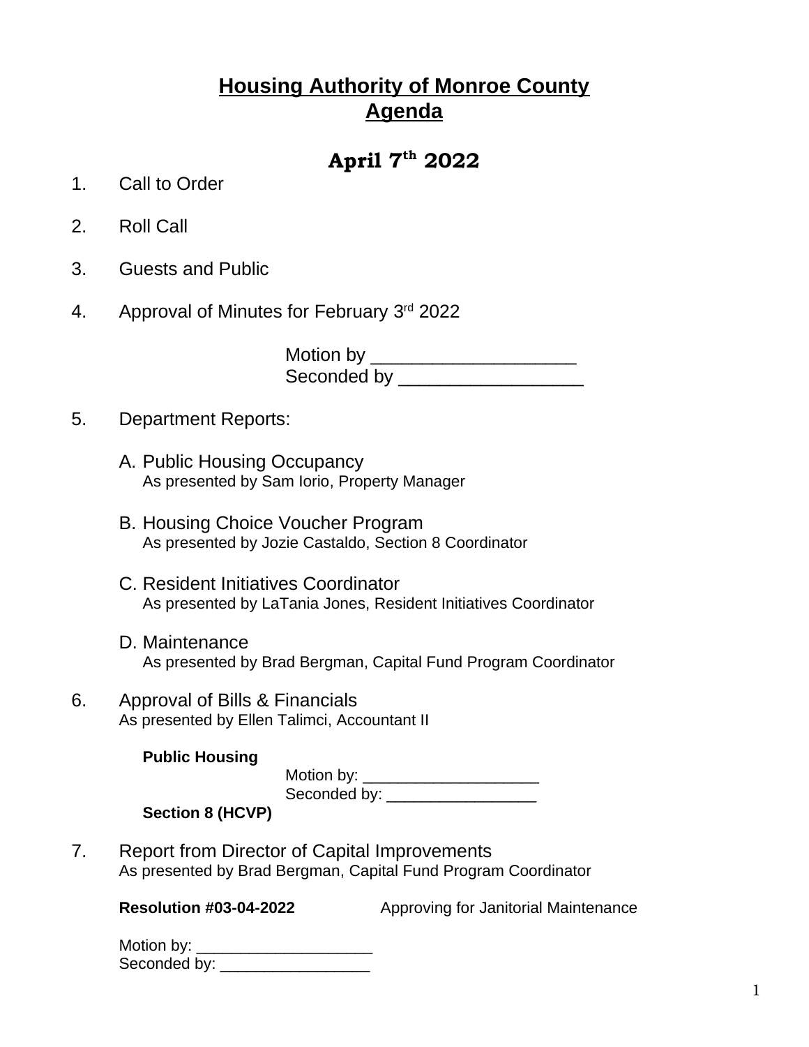# Housing Authority of Monroe County
# Agenda

## April 7th 2022

1. Call to Order

2. Roll Call

3. Guests and Public

4. Approval of Minutes for February 3rd 2022

   Motion by ____________________
   Seconded by __________________

5. Department Reports:

   A. Public Housing Occupancy
   As presented by Sam Iorio, Property Manager

   B. Housing Choice Voucher Program
   As presented by Jozie Castaldo, Section 8 Coordinator

   C. Resident Initiatives Coordinator
   As presented by LaTania Jones, Resident Initiatives Coordinator

   D. Maintenance
   As presented by Brad Bergman, Capital Fund Program Coordinator

6. Approval of Bills & Financials
   As presented by Ellen Talimci, Accountant II

   **Public Housing**

   Motion by: ____________________
   Seconded by: _________________

   **Section 8 (HCVP)**

7. Report from Director of Capital Improvements
   As presented by Brad Bergman, Capital Fund Program Coordinator

   **Resolution #03-04-2022** Approving for Janitorial Maintenance

   Motion by: ____________________
   Seconded by: _________________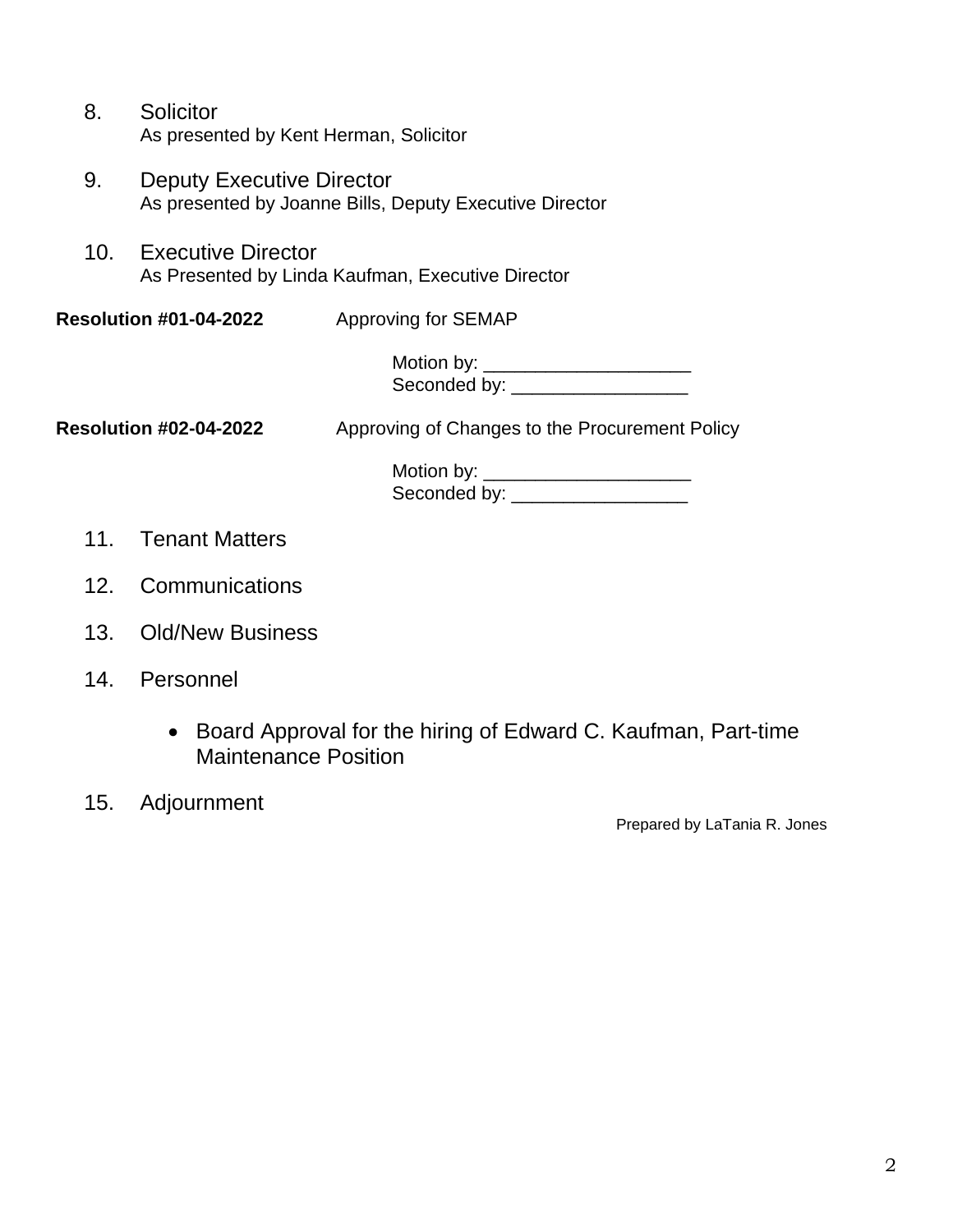8. Solicitor
   As presented by Kent Herman, Solicitor

9. Deputy Executive Director
   As presented by Joanne Bills, Deputy Executive Director

10. Executive Director
    As Presented by Linda Kaufman, Executive Director

**Resolution #01-04-2022** Approving for SEMAP

Motion by: ____________________
Seconded by: _________________

**Resolution #02-04-2022** Approving of Changes to the Procurement Policy

Motion by: ____________________
Seconded by: _________________

11. Tenant Matters

12. Communications

13. Old/New Business

14. Personnel

    - Board Approval for the hiring of Edward C. Kaufman, Part-time Maintenance Position

15. Adjournment

Prepared by LaTania R. Jones